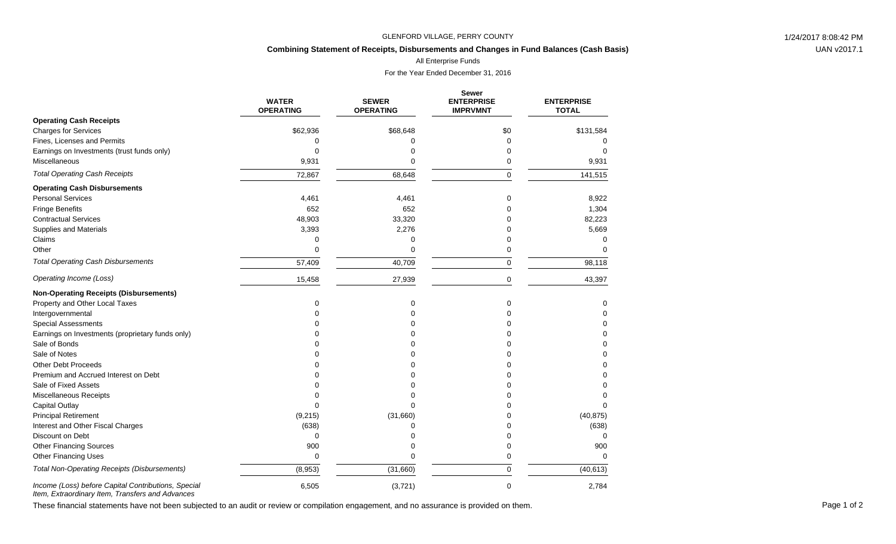GLENFORD VILLAGE, PERRY COUNTY

**Combining Statement of Receipts, Disbursements and Changes in Fund Balances (Cash Basis)**

All Enterprise Funds

For the Year Ended December 31, 2016

| | WATER OPERATING | SEWER OPERATING | Sewer ENTERPRISE IMPRVMNT | ENTERPRISE TOTAL |
|---|---|---|---|---|
| **Operating Cash Receipts** | | | | |
| Charges for Services | $62,936 | $68,648 | $0 | $131,584 |
| Fines, Licenses and Permits | 0 | 0 | 0 | 0 |
| Earnings on Investments (trust funds only) | 0 | 0 | 0 | 0 |
| Miscellaneous | 9,931 | 0 | 0 | 9,931 |
| *Total Operating Cash Receipts* | 72,867 | 68,648 | 0 | 141,515 |
| **Operating Cash Disbursements** | | | | |
| Personal Services | 4,461 | 4,461 | 0 | 8,922 |
| Fringe Benefits | 652 | 652 | 0 | 1,304 |
| Contractual Services | 48,903 | 33,320 | 0 | 82,223 |
| Supplies and Materials | 3,393 | 2,276 | 0 | 5,669 |
| Claims | 0 | 0 | 0 | 0 |
| Other | 0 | 0 | 0 | 0 |
| *Total Operating Cash Disbursements* | 57,409 | 40,709 | 0 | 98,118 |
| *Operating Income (Loss)* | 15,458 | 27,939 | 0 | 43,397 |
| **Non-Operating Receipts (Disbursements)** | | | | |
| Property and Other Local Taxes | 0 | 0 | 0 | 0 |
| Intergovernmental | 0 | 0 | 0 | 0 |
| Special Assessments | 0 | 0 | 0 | 0 |
| Earnings on Investments (proprietary funds only) | 0 | 0 | 0 | 0 |
| Sale of Bonds | 0 | 0 | 0 | 0 |
| Sale of Notes | 0 | 0 | 0 | 0 |
| Other Debt Proceeds | 0 | 0 | 0 | 0 |
| Premium and Accrued Interest on Debt | 0 | 0 | 0 | 0 |
| Sale of Fixed Assets | 0 | 0 | 0 | 0 |
| Miscellaneous Receipts | 0 | 0 | 0 | 0 |
| Capital Outlay | 0 | 0 | 0 | 0 |
| Principal Retirement | (9,215) | (31,660) | 0 | (40,875) |
| Interest and Other Fiscal Charges | (638) | 0 | 0 | (638) |
| Discount on Debt | 0 | 0 | 0 | 0 |
| Other Financing Sources | 900 | 0 | 0 | 900 |
| Other Financing Uses | 0 | 0 | 0 | 0 |
| *Total Non-Operating Receipts (Disbursements)* | (8,953) | (31,660) | 0 | (40,613) |
| *Income (Loss) before Capital Contributions, Special Item, Extraordinary Item, Transfers and Advances* | 6,505 | (3,721) | 0 | 2,784 |

These financial statements have not been subjected to an audit or review or compilation engagement, and no assurance is provided on them.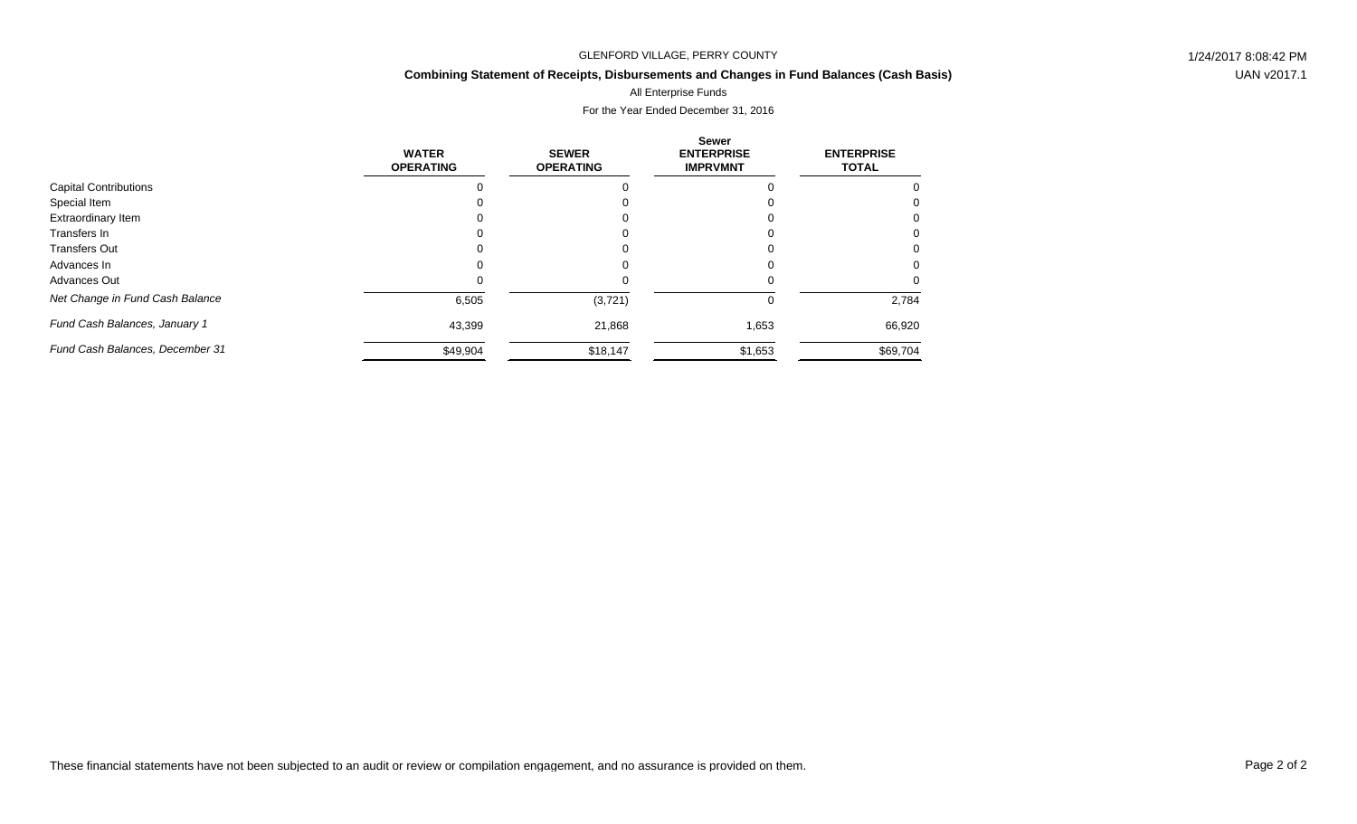GLENFORD VILLAGE, PERRY COUNTY

**Combining Statement of Receipts, Disbursements and Changes in Fund Balances (Cash Basis)**

All Enterprise Funds

For the Year Ended December 31, 2016

| | WATER OPERATING | SEWER OPERATING | Sewer ENTERPRISE IMPRVMNT | ENTERPRISE TOTAL |
|---|---|---|---|---|
| Capital Contributions | 0 | 0 | 0 | 0 |
| Special Item | 0 | 0 | 0 | 0 |
| Extraordinary Item | 0 | 0 | 0 | 0 |
| Transfers In | 0 | 0 | 0 | 0 |
| Transfers Out | 0 | 0 | 0 | 0 |
| Advances In | 0 | 0 | 0 | 0 |
| Advances Out | 0 | 0 | 0 | 0 |
| *Net Change in Fund Cash Balance* | 6,505 | (3,721) | 0 | 2,784 |
| *Fund Cash Balances, January 1* | 43,399 | 21,868 | 1,653 | 66,920 |
| *Fund Cash Balances, December 31* | $49,904 | $18,147 | $1,653 | $69,704 |

These financial statements have not been subjected to an audit or review or compilation engagement, and no assurance is provided on them.